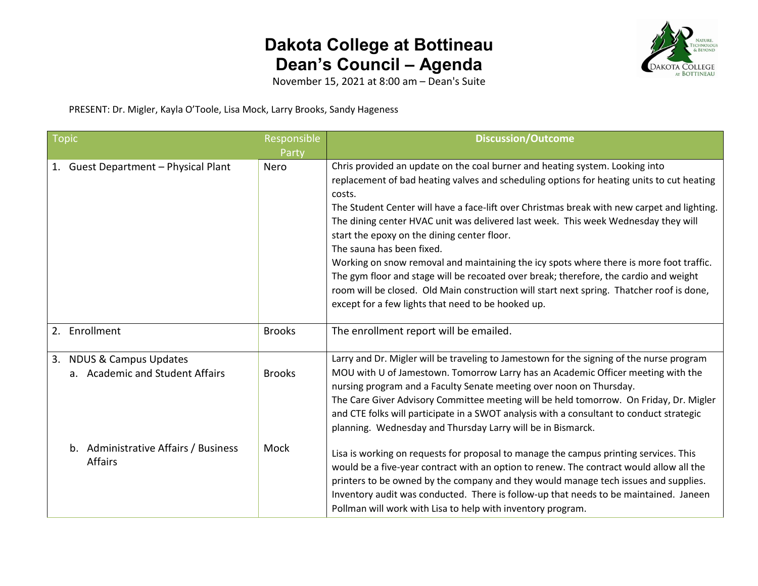# Dakota College at Bottineau
# Dean's Council – Agenda

November 15, 2021 at 8:00 am – Dean's Suite

PRESENT: Dr. Migler, Kayla O'Toole, Lisa Mock, Larry Brooks, Sandy Hageness

| Topic | Responsible Party | Discussion/Outcome |
|---|---|---|
| 1. Guest Department – Physical Plant | Nero | Chris provided an update on the coal burner and heating system. Looking into replacement of bad heating valves and scheduling options for heating units to cut heating costs.<br>The Student Center will have a face-lift over Christmas break with new carpet and lighting. The dining center HVAC unit was delivered last week. This week Wednesday they will start the epoxy on the dining center floor.<br>The sauna has been fixed.<br>Working on snow removal and maintaining the icy spots where there is more foot traffic. The gym floor and stage will be recoated over break; therefore, the cardio and weight room will be closed. Old Main construction will start next spring. Thatcher roof is done, except for a few lights that need to be hooked up. |
| 2. Enrollment | Brooks | The enrollment report will be emailed. |
| 3. NDUS & Campus Updates<br>a. Academic and Student Affairs | Brooks | Larry and Dr. Migler will be traveling to Jamestown for the signing of the nurse program MOU with U of Jamestown. Tomorrow Larry has an Academic Officer meeting with the nursing program and a Faculty Senate meeting over noon on Thursday.<br>The Care Giver Advisory Committee meeting will be held tomorrow. On Friday, Dr. Migler and CTE folks will participate in a SWOT analysis with a consultant to conduct strategic planning. Wednesday and Thursday Larry will be in Bismarck. |
| b. Administrative Affairs / Business Affairs | Mock | Lisa is working on requests for proposal to manage the campus printing services. This would be a five-year contract with an option to renew. The contract would allow all the printers to be owned by the company and they would manage tech issues and supplies. Inventory audit was conducted. There is follow-up that needs to be maintained. Janeen Pollman will work with Lisa to help with inventory program. |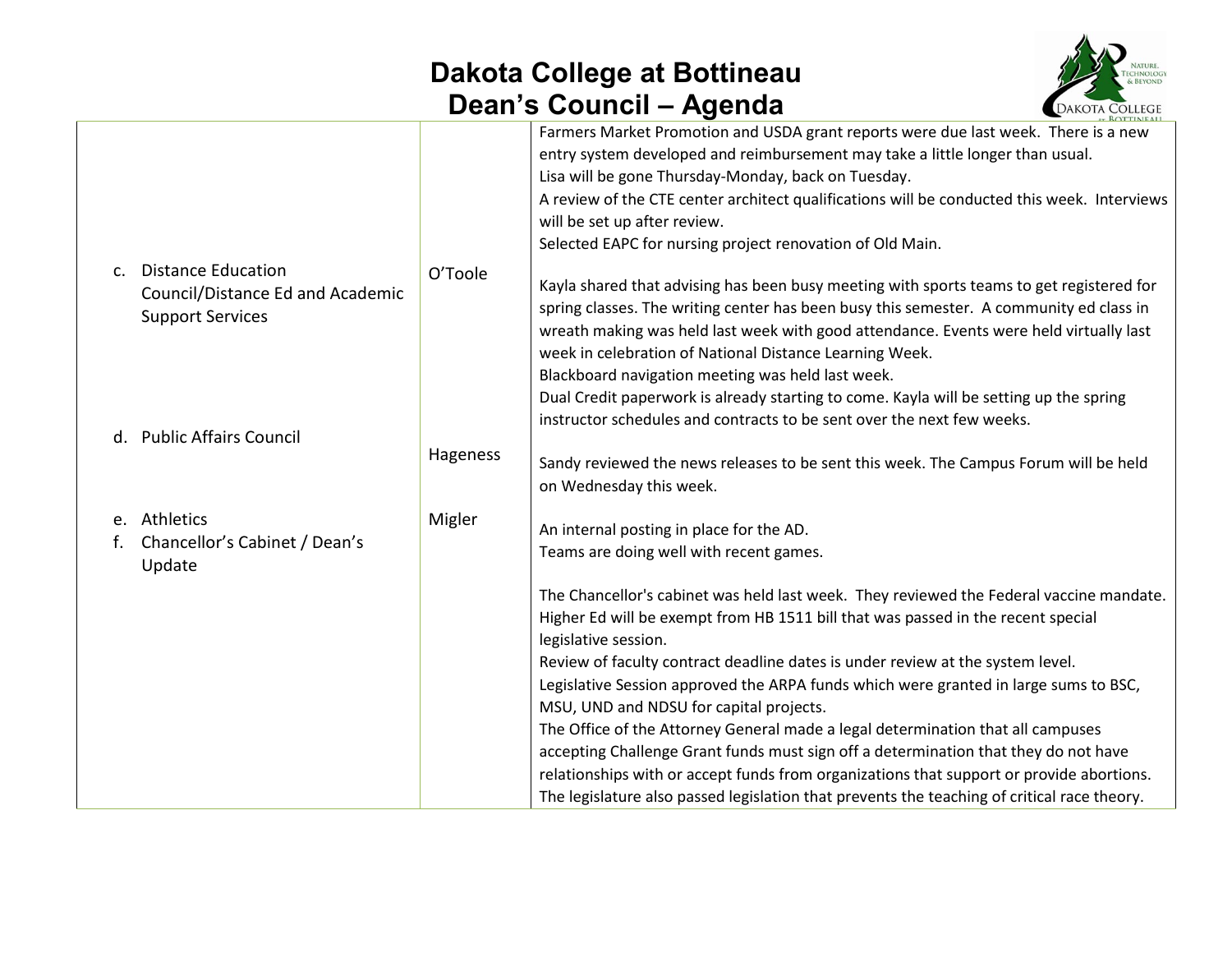# Dakota College at Bottineau
# Dean's Council – Agenda

| | | |
|---|---|---|
| | | Farmers Market Promotion and USDA grant reports were due last week. There is a new entry system developed and reimbursement may take a little longer than usual.<br>Lisa will be gone Thursday-Monday, back on Tuesday.<br>A review of the CTE center architect qualifications will be conducted this week. Interviews will be set up after review.<br>Selected EAPC for nursing project renovation of Old Main. |
| c. Distance Education Council/Distance Ed and Academic Support Services | O'Toole | Kayla shared that advising has been busy meeting with sports teams to get registered for spring classes. The writing center has been busy this semester. A community ed class in wreath making was held last week with good attendance. Events were held virtually last week in celebration of National Distance Learning Week.<br>Blackboard navigation meeting was held last week.<br>Dual Credit paperwork is already starting to come. Kayla will be setting up the spring instructor schedules and contracts to be sent over the next few weeks. |
| d. Public Affairs Council | Hageness | Sandy reviewed the news releases to be sent this week. The Campus Forum will be held on Wednesday this week. |
| e. Athletics | Migler | An internal posting in place for the AD.<br>Teams are doing well with recent games. |
| f. Chancellor's Cabinet / Dean's Update | | The Chancellor's cabinet was held last week. They reviewed the Federal vaccine mandate. Higher Ed will be exempt from HB 1511 bill that was passed in the recent special legislative session.<br>Review of faculty contract deadline dates is under review at the system level.<br>Legislative Session approved the ARPA funds which were granted in large sums to BSC, MSU, UND and NDSU for capital projects.<br>The Office of the Attorney General made a legal determination that all campuses accepting Challenge Grant funds must sign off a determination that they do not have relationships with or accept funds from organizations that support or provide abortions.<br>The legislature also passed legislation that prevents the teaching of critical race theory. |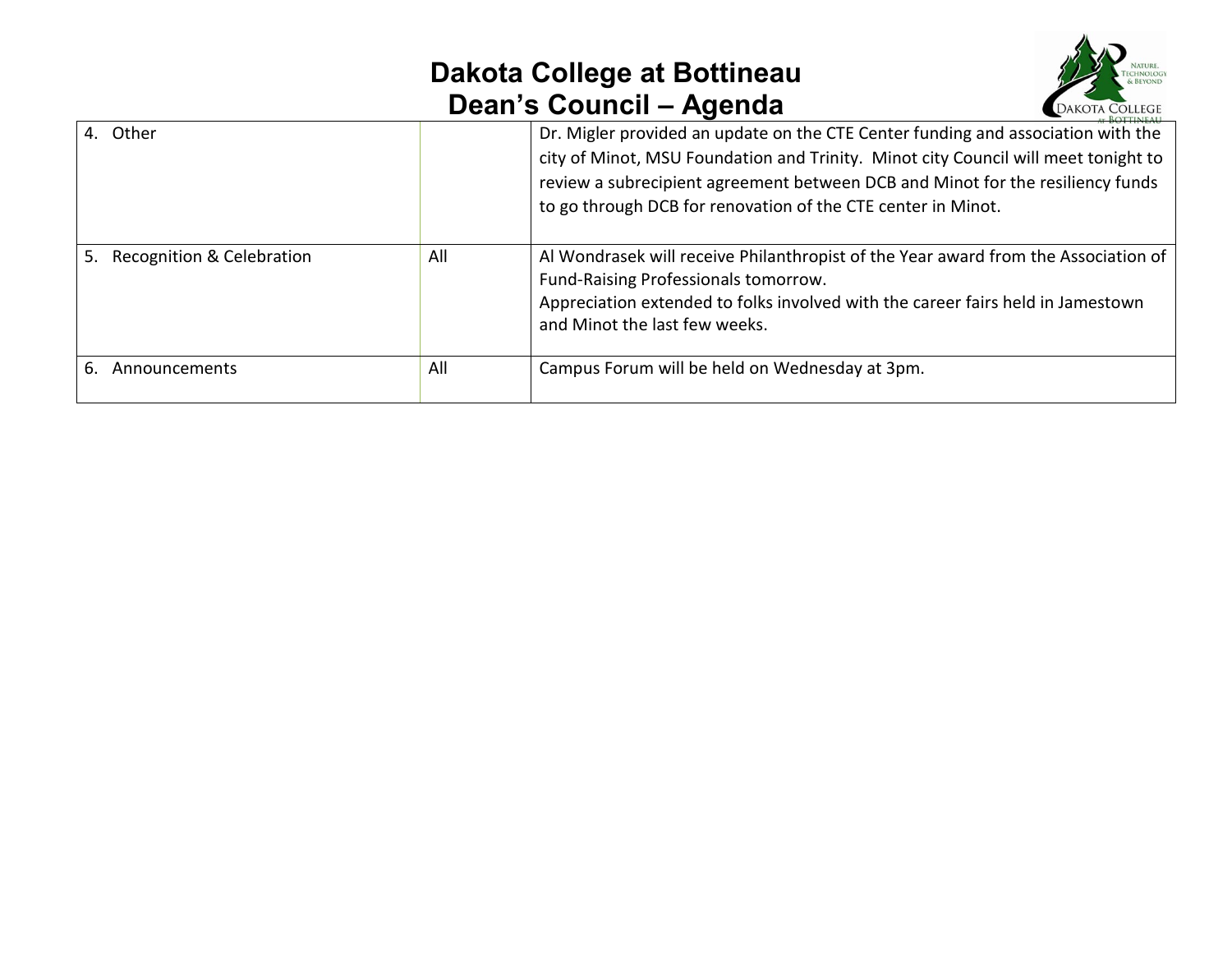| | | |
|---|---|---|
| 4. Other | | Dr. Migler provided an update on the CTE Center funding and association with the city of Minot, MSU Foundation and Trinity. Minot city Council will meet tonight to review a subrecipient agreement between DCB and Minot for the resiliency funds to go through DCB for renovation of the CTE center in Minot. |
| 5. Recognition & Celebration | All | Al Wondrasek will receive Philanthropist of the Year award from the Association of Fund-Raising Professionals tomorrow.<br>Appreciation extended to folks involved with the career fairs held in Jamestown and Minot the last few weeks. |
| 6. Announcements | All | Campus Forum will be held on Wednesday at 3pm. |